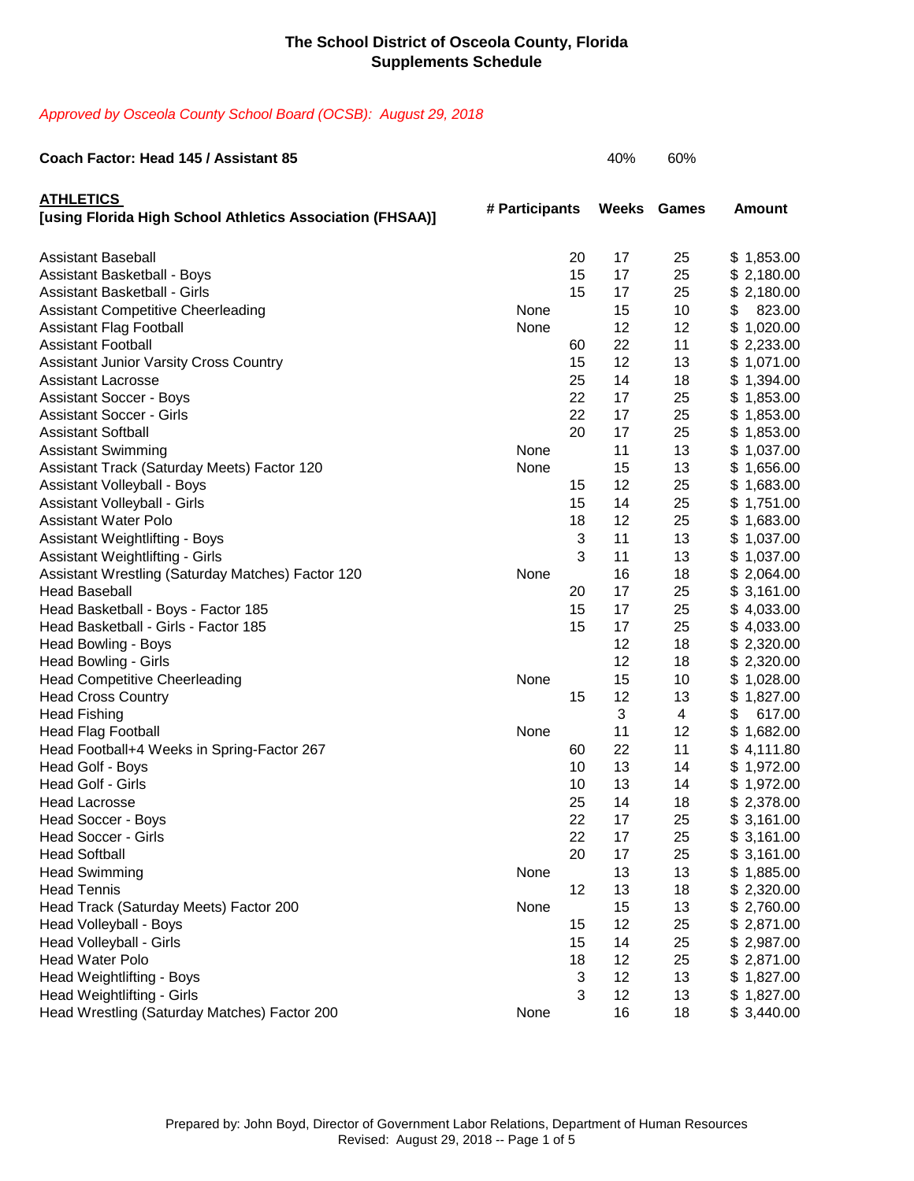# The School District of Osceola County, Florida
## Supplements Schedule

*Approved by Osceola County School Board (OCSB): August 29, 2018*

**Coach Factor: Head 145 / Assistant 85**

| **ATHLETICS** **[using Florida High School Athletics Association (FHSAA)]** | **# Participants** | **Weeks** | **Games** | **Amount** |
|---|---|---|---|---|
| | | 40% | 60% | |
| Assistant Baseball | 20 | 17 | 25 | $ 1,853.00 |
| Assistant Basketball - Boys | 15 | 17 | 25 | $ 2,180.00 |
| Assistant Basketball - Girls | 15 | 17 | 25 | $ 2,180.00 |
| Assistant Competitive Cheerleading | None | 15 | 10 | $ 823.00 |
| Assistant Flag Football | None | 12 | 12 | $ 1,020.00 |
| Assistant Football | 60 | 22 | 11 | $ 2,233.00 |
| Assistant Junior Varsity Cross Country | 15 | 12 | 13 | $ 1,071.00 |
| Assistant Lacrosse | 25 | 14 | 18 | $ 1,394.00 |
| Assistant Soccer - Boys | 22 | 17 | 25 | $ 1,853.00 |
| Assistant Soccer - Girls | 22 | 17 | 25 | $ 1,853.00 |
| Assistant Softball | 20 | 17 | 25 | $ 1,853.00 |
| Assistant Swimming | None | 11 | 13 | $ 1,037.00 |
| Assistant Track (Saturday Meets) Factor 120 | None | 15 | 13 | $ 1,656.00 |
| Assistant Volleyball - Boys | 15 | 12 | 25 | $ 1,683.00 |
| Assistant Volleyball - Girls | 15 | 14 | 25 | $ 1,751.00 |
| Assistant Water Polo | 18 | 12 | 25 | $ 1,683.00 |
| Assistant Weightlifting - Boys | 3 | 11 | 13 | $ 1,037.00 |
| Assistant Weightlifting - Girls | 3 | 11 | 13 | $ 1,037.00 |
| Assistant Wrestling (Saturday Matches) Factor 120 | None | 16 | 18 | $ 2,064.00 |
| Head Baseball | 20 | 17 | 25 | $ 3,161.00 |
| Head Basketball - Boys - Factor 185 | 15 | 17 | 25 | $ 4,033.00 |
| Head Basketball - Girls - Factor 185 | 15 | 17 | 25 | $ 4,033.00 |
| Head Bowling - Boys | | 12 | 18 | $ 2,320.00 |
| Head Bowling - Girls | | 12 | 18 | $ 2,320.00 |
| Head Competitive Cheerleading | None | 15 | 10 | $ 1,028.00 |
| Head Cross Country | 15 | 12 | 13 | $ 1,827.00 |
| Head Fishing | | 3 | 4 | $ 617.00 |
| Head Flag Football | None | 11 | 12 | $ 1,682.00 |
| Head Football+4 Weeks in Spring-Factor 267 | 60 | 22 | 11 | $ 4,111.80 |
| Head Golf - Boys | 10 | 13 | 14 | $ 1,972.00 |
| Head Golf - Girls | 10 | 13 | 14 | $ 1,972.00 |
| Head Lacrosse | 25 | 14 | 18 | $ 2,378.00 |
| Head Soccer - Boys | 22 | 17 | 25 | $ 3,161.00 |
| Head Soccer - Girls | 22 | 17 | 25 | $ 3,161.00 |
| Head Softball | 20 | 17 | 25 | $ 3,161.00 |
| Head Swimming | None | 13 | 13 | $ 1,885.00 |
| Head Tennis | 12 | 13 | 18 | $ 2,320.00 |
| Head Track (Saturday Meets) Factor 200 | None | 15 | 13 | $ 2,760.00 |
| Head Volleyball - Boys | 15 | 12 | 25 | $ 2,871.00 |
| Head Volleyball - Girls | 15 | 14 | 25 | $ 2,987.00 |
| Head Water Polo | 18 | 12 | 25 | $ 2,871.00 |
| Head Weightlifting - Boys | 3 | 12 | 13 | $ 1,827.00 |
| Head Weightlifting - Girls | 3 | 12 | 13 | $ 1,827.00 |
| Head Wrestling (Saturday Matches) Factor 200 | None | 16 | 18 | $ 3,440.00 |

Prepared by: John Boyd, Director of Government Labor Relations, Department of Human Resources
Revised: August 29, 2018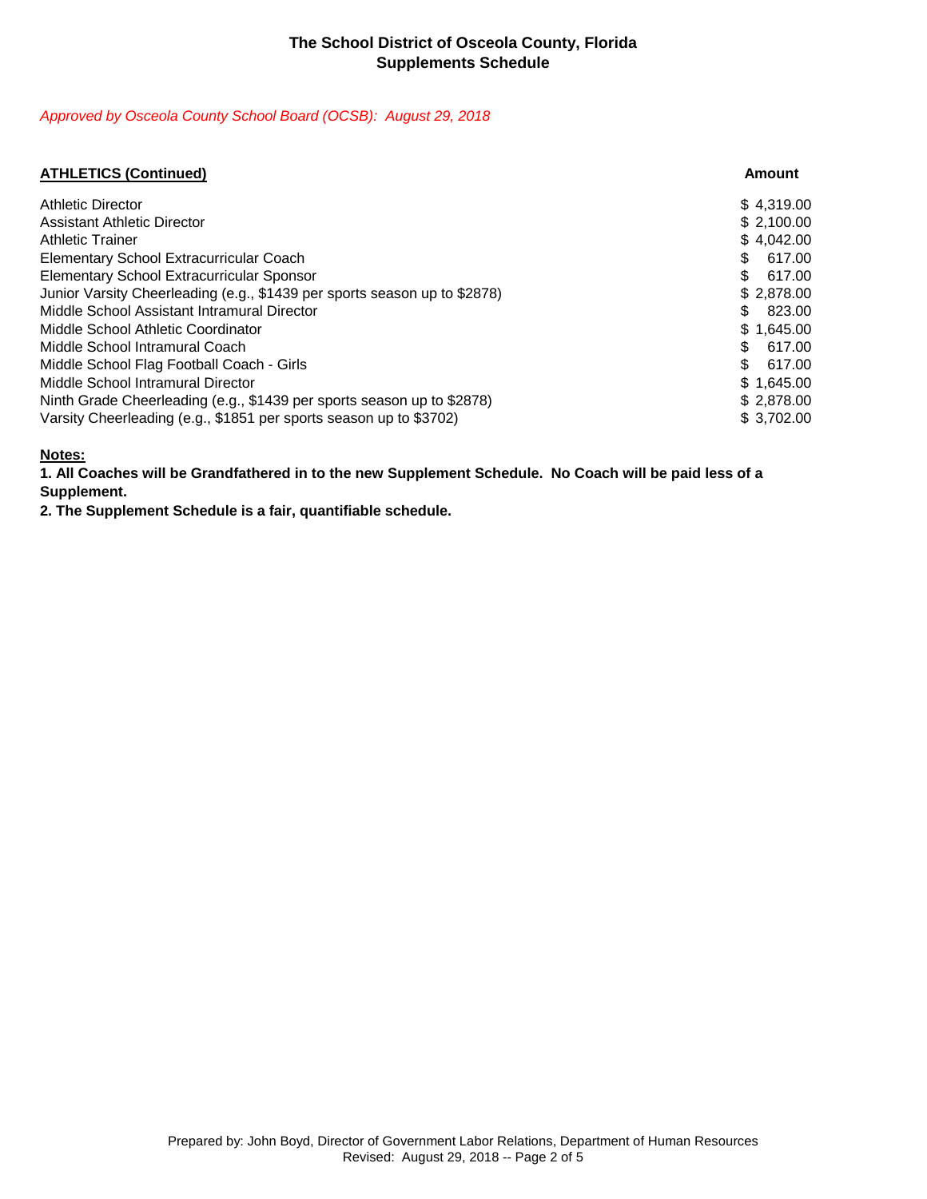**The School District of Osceola County, Florida**
**Supplements Schedule**

*Approved by Osceola County School Board (OCSB): August 29, 2018*

| **ATHLETICS (Continued)** | **Amount** |
|---|---|
| Athletic Director | $ 4,319.00 |
| Assistant Athletic Director | $ 2,100.00 |
| Athletic Trainer | $ 4,042.00 |
| Elementary School Extracurricular Coach | $ 617.00 |
| Elementary School Extracurricular Sponsor | $ 617.00 |
| Junior Varsity Cheerleading (e.g., $1439 per sports season up to $2878) | $ 2,878.00 |
| Middle School Assistant Intramural Director | $ 823.00 |
| Middle School Athletic Coordinator | $ 1,645.00 |
| Middle School Intramural Coach | $ 617.00 |
| Middle School Flag Football Coach - Girls | $ 617.00 |
| Middle School Intramural Director | $ 1,645.00 |
| Ninth Grade Cheerleading (e.g., $1439 per sports season up to $2878) | $ 2,878.00 |
| Varsity Cheerleading (e.g., $1851 per sports season up to $3702) | $ 3,702.00 |

**Notes:**

**1. All Coaches will be Grandfathered in to the new Supplement Schedule. No Coach will be paid less of a Supplement.**

**2. The Supplement Schedule is a fair, quantifiable schedule.**

Prepared by: John Boyd, Director of Government Labor Relations, Department of Human Resources
Revised: August 29, 2018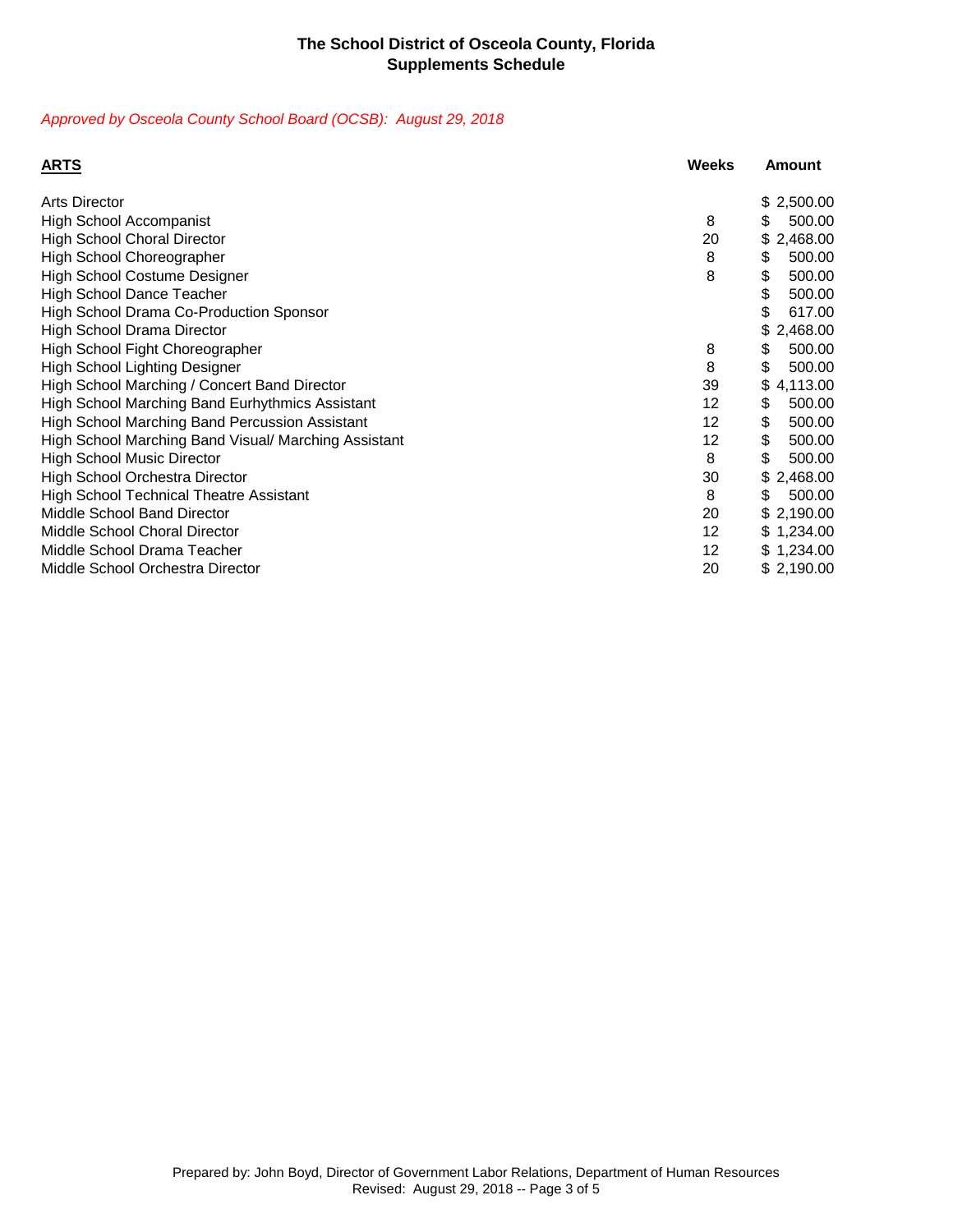**The School District of Osceola County, Florida**
**Supplements Schedule**

*Approved by Osceola County School Board (OCSB): August 29, 2018*

| **ARTS** | **Weeks** | **Amount** |
|---|---|---|
| Arts Director | | $ 2,500.00 |
| High School Accompanist | 8 | $ 500.00 |
| High School Choral Director | 20 | $ 2,468.00 |
| High School Choreographer | 8 | $ 500.00 |
| High School Costume Designer | 8 | $ 500.00 |
| High School Dance Teacher | | $ 500.00 |
| High School Drama Co-Production Sponsor | | $ 617.00 |
| High School Drama Director | | $ 2,468.00 |
| High School Fight Choreographer | 8 | $ 500.00 |
| High School Lighting Designer | 8 | $ 500.00 |
| High School Marching / Concert Band Director | 39 | $ 4,113.00 |
| High School Marching Band Eurhythmics Assistant | 12 | $ 500.00 |
| High School Marching Band Percussion Assistant | 12 | $ 500.00 |
| High School Marching Band Visual/ Marching Assistant | 12 | $ 500.00 |
| High School Music Director | 8 | $ 500.00 |
| High School Orchestra Director | 30 | $ 2,468.00 |
| High School Technical Theatre Assistant | 8 | $ 500.00 |
| Middle School Band Director | 20 | $ 2,190.00 |
| Middle School Choral Director | 12 | $ 1,234.00 |
| Middle School Drama Teacher | 12 | $ 1,234.00 |
| Middle School Orchestra Director | 20 | $ 2,190.00 |

Prepared by: John Boyd, Director of Government Labor Relations, Department of Human Resources
Revised: August 29, 2018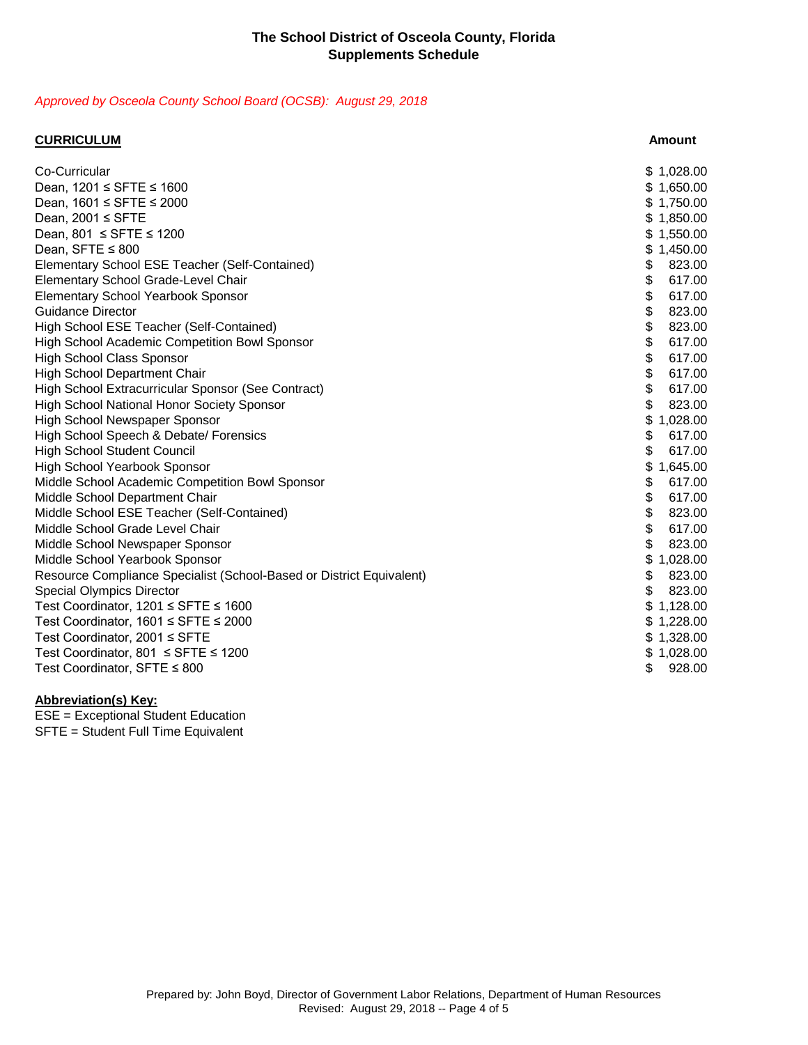## The School District of Osceola County, Florida
## Supplements Schedule

*Approved by Osceola County School Board (OCSB): August 29, 2018*

| **CURRICULUM** | **Amount** |
|---|---|
| Co-Curricular | $ 1,028.00 |
| Dean, 1201 ≤ SFTE ≤ 1600 | $ 1,650.00 |
| Dean, 1601 ≤ SFTE ≤ 2000 | $ 1,750.00 |
| Dean, 2001 ≤ SFTE | $ 1,850.00 |
| Dean, 801 ≤ SFTE ≤ 1200 | $ 1,550.00 |
| Dean, SFTE ≤ 800 | $ 1,450.00 |
| Elementary School ESE Teacher (Self-Contained) | $ 823.00 |
| Elementary School Grade-Level Chair | $ 617.00 |
| Elementary School Yearbook Sponsor | $ 617.00 |
| Guidance Director | $ 823.00 |
| High School ESE Teacher (Self-Contained) | $ 823.00 |
| High School Academic Competition Bowl Sponsor | $ 617.00 |
| High School Class Sponsor | $ 617.00 |
| High School Department Chair | $ 617.00 |
| High School Extracurricular Sponsor (See Contract) | $ 617.00 |
| High School National Honor Society Sponsor | $ 823.00 |
| High School Newspaper Sponsor | $ 1,028.00 |
| High School Speech & Debate/ Forensics | $ 617.00 |
| High School Student Council | $ 617.00 |
| High School Yearbook Sponsor | $ 1,645.00 |
| Middle School Academic Competition Bowl Sponsor | $ 617.00 |
| Middle School Department Chair | $ 617.00 |
| Middle School ESE Teacher (Self-Contained) | $ 823.00 |
| Middle School Grade Level Chair | $ 617.00 |
| Middle School Newspaper Sponsor | $ 823.00 |
| Middle School Yearbook Sponsor | $ 1,028.00 |
| Resource Compliance Specialist (School-Based or District Equivalent) | $ 823.00 |
| Special Olympics Director | $ 823.00 |
| Test Coordinator, 1201 ≤ SFTE ≤ 1600 | $ 1,128.00 |
| Test Coordinator, 1601 ≤ SFTE ≤ 2000 | $ 1,228.00 |
| Test Coordinator, 2001 ≤ SFTE | $ 1,328.00 |
| Test Coordinator, 801 ≤ SFTE ≤ 1200 | $ 1,028.00 |
| Test Coordinator, SFTE ≤ 800 | $ 928.00 |

**Abbreviation(s) Key:**
ESE = Exceptional Student Education
SFTE = Student Full Time Equivalent

Prepared by: John Boyd, Director of Government Labor Relations, Department of Human Resources
Revised: August 29, 2018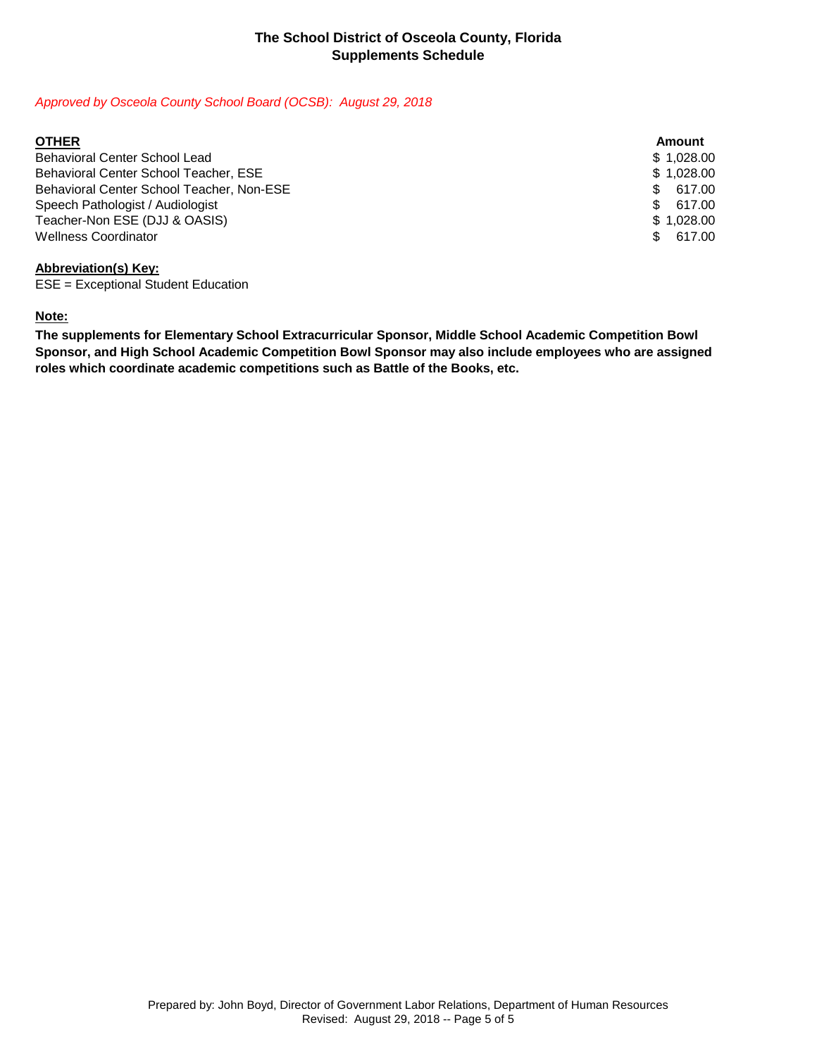**The School District of Osceola County, Florida**
**Supplements Schedule**

*Approved by Osceola County School Board (OCSB): August 29, 2018*

| **OTHER** | **Amount** |
| --- | --- |
| Behavioral Center School Lead | $ 1,028.00 |
| Behavioral Center School Teacher, ESE | $ 1,028.00 |
| Behavioral Center School Teacher, Non-ESE | $ 617.00 |
| Speech Pathologist / Audiologist | $ 617.00 |
| Teacher-Non ESE (DJJ & OASIS) | $ 1,028.00 |
| Wellness Coordinator | $ 617.00 |

**Abbreviation(s) Key:**

ESE = Exceptional Student Education

**Note:**

**The supplements for Elementary School Extracurricular Sponsor, Middle School Academic Competition Bowl Sponsor, and High School Academic Competition Bowl Sponsor may also include employees who are assigned roles which coordinate academic competitions such as Battle of the Books, etc.**

Prepared by: John Boyd, Director of Government Labor Relations, Department of Human Resources
Revised: August 29, 2018